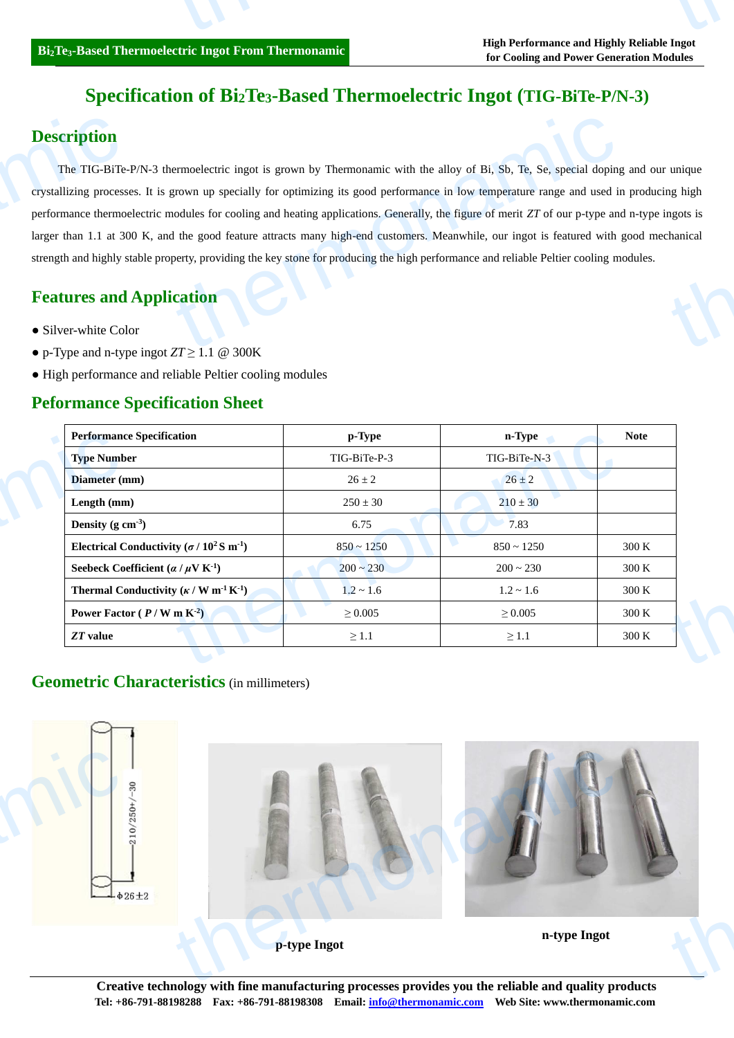# Specification of $Bi_2Te_3$-Based Thermoelectric Ingot (TIG-BiTe-P/N-3)

## Description

The TIG-BiTe-P/N-3 thermoelectric ingot is grown by Thermonamic with the alloy of Bi, Sb, Te, Se, special doping and our unique crystallizing processes. It is grown up specially for optimizing its good performance in low temperature range and used in producing high performance thermoelectric modules for cooling and heating applications. Generally, the figure of merit *ZT* of our p-type and n-type ingots is larger than 1.1 at 300 K, and the good feature attracts many high-end customers. Meanwhile, our ingot is featured with good mechanical strength and highly stable property, providing the key stone for producing the high performance and reliable Peltier cooling modules.

## Features and Application

- Silver-white Color
- p-Type and n-type ingot $ZT \geq 1.1$ @ 300K
- High performance and reliable Peltier cooling modules

## Peformance Specification Sheet

| Performance Specification | p-Type | n-Type | Note |
|---|---|---|---|
| **Type Number** | TIG-BiTe-P-3 | TIG-BiTe-N-3 | |
| **Diameter (mm)** | 26 ± 2 | 26 ± 2 | |
| **Length (mm)** | 250 ± 30 | 210 ± 30 | |
| **Density (g cm$^{-3}$)** | 6.75 | 7.83 | |
| **Electrical Conductivity ($\sigma$ / $10^2$ S m$^{-1}$)** | 850 ~ 1250 | 850 ~ 1250 | 300 K |
| **Seebeck Coefficient ($\alpha$ / $\mu$V K$^{-1}$)** | 200 ~ 230 | 200 ~ 230 | 300 K |
| **Thermal Conductivity ($\kappa$ / W m$^{-1}$ K$^{-1}$)** | 1.2 ~ 1.6 | 1.2 ~ 1.6 | 300 K |
| **Power Factor ( *P* / W m K$^{-2}$)** | ≥ 0.005 | ≥ 0.005 | 300 K |
| ***ZT* value** | ≥ 1.1 | ≥ 1.1 | 300 K |

## Geometric Characteristics (in millimeters)

210/250+/-30

ϕ26±2

p-type Ingot

n-type Ingot

**Creative technology with fine manufacturing processes provides you the reliable and quality products**

**Tel: +86-791-88198288 Fax: +86-791-88198308 Email: info@thermonamic.com Web Site: www.thermonamic.com**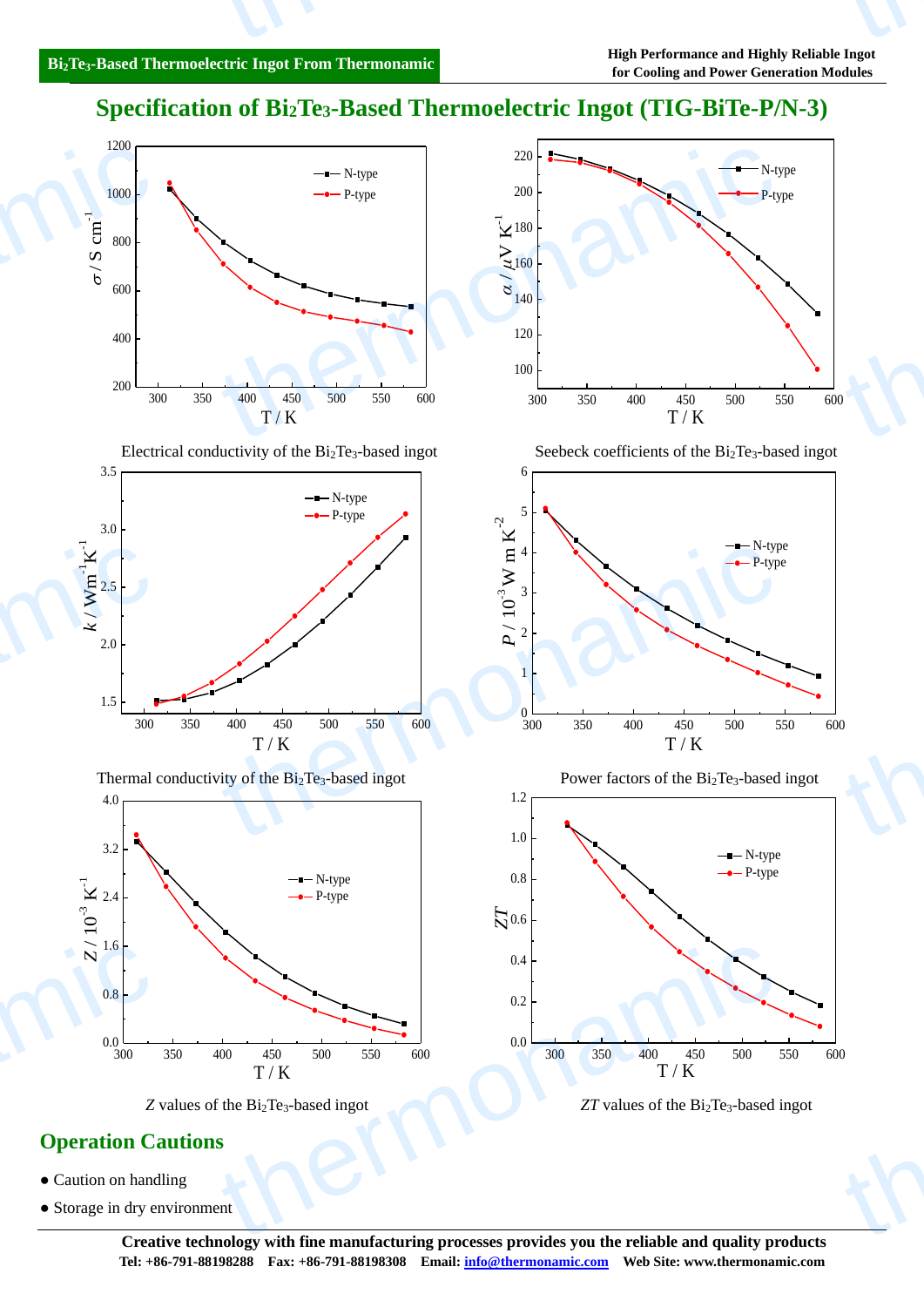# Specification of $Bi_2Te_3$-Based Thermoelectric Ingot (TIG-BiTe-P/N-3)

1200
1000
800
600
400
200
$\sigma$ / S cm$^{-1}$
300 350 400 450 500 550 600
T / K
N-type
P-type

Electrical conductivity of the $Bi_2Te_3$-based ingot

220
200
180
160
140
120
100
$\alpha$ / $\mu$V K$^{-1}$
300 350 400 450 500 550 600
T / K
N-type
P-type

Seebeck coefficients of the $Bi_2Te_3$-based ingot

3.5
3.0
2.5
2.0
1.5
$k$ / Wm$^{-1}$K$^{-1}$
300 350 400 450 500 550 600
T / K
N-type
P-type

Thermal conductivity of the $Bi_2Te_3$-based ingot

6
5
4
3
2
1
0
$P$ / $10^{-3}$ W m K$^{-2}$
300 350 400 450 500 550 600
T / K
N-type
P-type

Power factors of the $Bi_2Te_3$-based ingot

4.0
3.2
2.4
1.6
0.8
0.0
Z / $10^{-3}$ K$^{-1}$
300 350 400 450 500 550 600
T / K
N-type
P-type

*Z* values of the $Bi_2Te_3$-based ingot

1.2
1.0
0.8
0.6
0.4
0.2
0.0
$ZT$
300 350 400 450 500 550 600
T / K
N-type
P-type

*ZT* values of the $Bi_2Te_3$-based ingot

## Operation Cautions

- Caution on handling
- Storage in dry environment